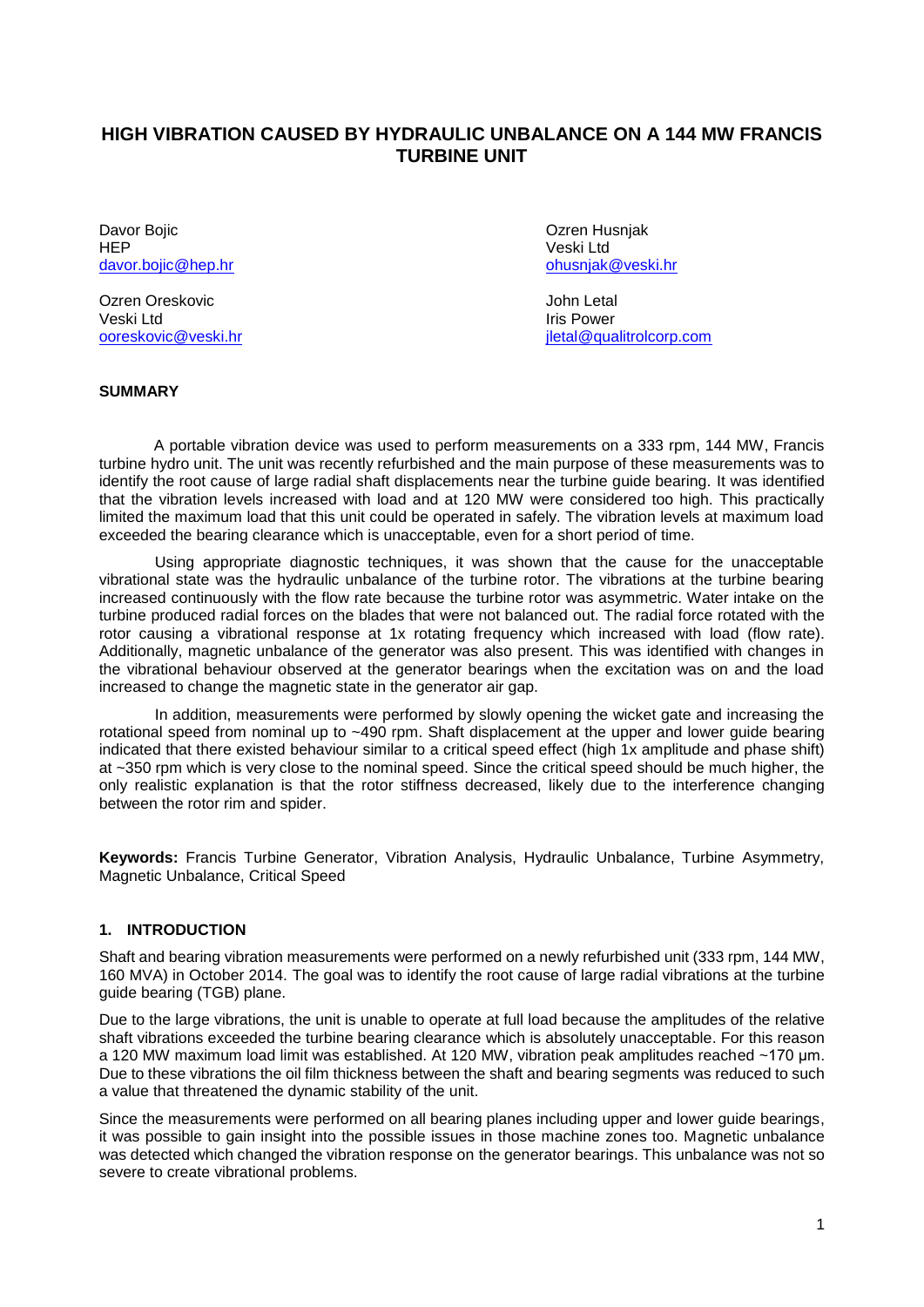# HIGH VIBRATION CAUSED BY HYDRAULIC UNBALANCE ON A 144 MW FRANCIS TURBINE UNIT

Davor Bojic
HEP
davor.bojic@hep.hr

Ozren Oreskovic
Veski Ltd
ooreskovic@veski.hr

Ozren Husnjak
Veski Ltd
ohusnjak@veski.hr

John Letal
Iris Power
jletal@qualitrolcorp.com

## SUMMARY

A portable vibration device was used to perform measurements on a 333 rpm, 144 MW, Francis turbine hydro unit. The unit was recently refurbished and the main purpose of these measurements was to identify the root cause of large radial shaft displacements near the turbine guide bearing. It was identified that the vibration levels increased with load and at 120 MW were considered too high. This practically limited the maximum load that this unit could be operated in safely. The vibration levels at maximum load exceeded the bearing clearance which is unacceptable, even for a short period of time.

Using appropriate diagnostic techniques, it was shown that the cause for the unacceptable vibrational state was the hydraulic unbalance of the turbine rotor. The vibrations at the turbine bearing increased continuously with the flow rate because the turbine rotor was asymmetric. Water intake on the turbine produced radial forces on the blades that were not balanced out. The radial force rotated with the rotor causing a vibrational response at 1x rotating frequency which increased with load (flow rate). Additionally, magnetic unbalance of the generator was also present. This was identified with changes in the vibrational behaviour observed at the generator bearings when the excitation was on and the load increased to change the magnetic state in the generator air gap.

In addition, measurements were performed by slowly opening the wicket gate and increasing the rotational speed from nominal up to ~490 rpm. Shaft displacement at the upper and lower guide bearing indicated that there existed behaviour similar to a critical speed effect (high 1x amplitude and phase shift) at ~350 rpm which is very close to the nominal speed. Since the critical speed should be much higher, the only realistic explanation is that the rotor stiffness decreased, likely due to the interference changing between the rotor rim and spider.

**Keywords:** Francis Turbine Generator, Vibration Analysis, Hydraulic Unbalance, Turbine Asymmetry, Magnetic Unbalance, Critical Speed

## 1. INTRODUCTION

Shaft and bearing vibration measurements were performed on a newly refurbished unit (333 rpm, 144 MW, 160 MVA) in October 2014. The goal was to identify the root cause of large radial vibrations at the turbine guide bearing (TGB) plane.

Due to the large vibrations, the unit is unable to operate at full load because the amplitudes of the relative shaft vibrations exceeded the turbine bearing clearance which is absolutely unacceptable. For this reason a 120 MW maximum load limit was established. At 120 MW, vibration peak amplitudes reached ~170 µm. Due to these vibrations the oil film thickness between the shaft and bearing segments was reduced to such a value that threatened the dynamic stability of the unit.

Since the measurements were performed on all bearing planes including upper and lower guide bearings, it was possible to gain insight into the possible issues in those machine zones too. Magnetic unbalance was detected which changed the vibration response on the generator bearings. This unbalance was not so severe to create vibrational problems.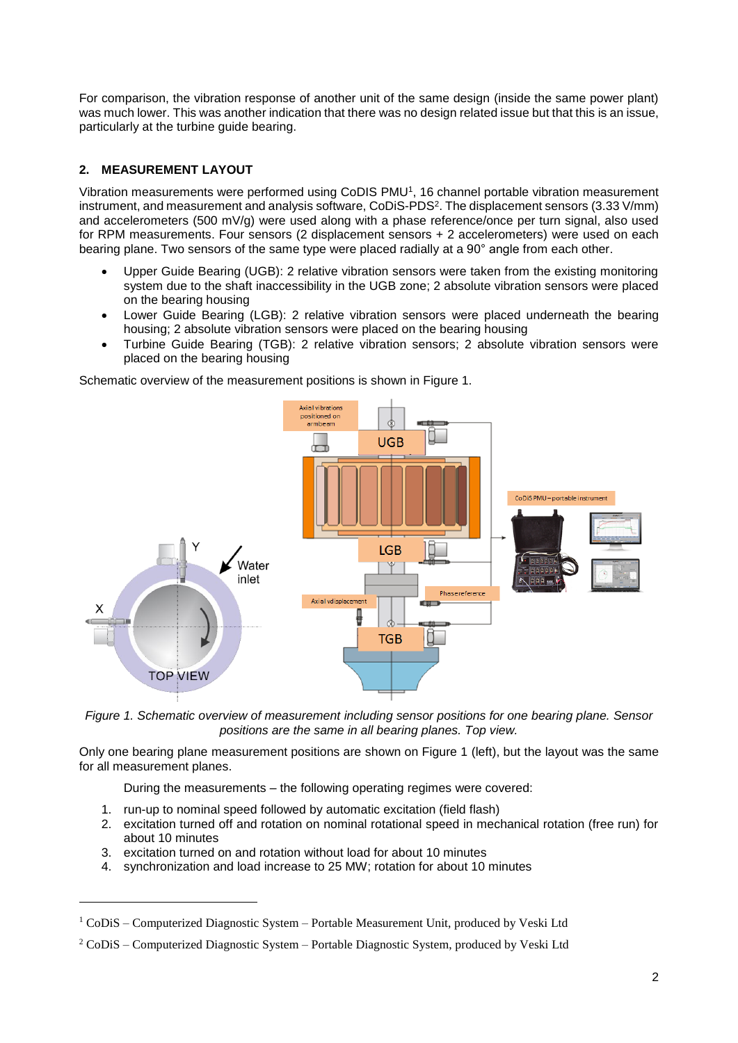For comparison, the vibration response of another unit of the same design (inside the same power plant) was much lower. This was another indication that there was no design related issue but that this is an issue, particularly at the turbine guide bearing.

## 2. MEASUREMENT LAYOUT

Vibration measurements were performed using CoDiS PMU[1], 16 channel portable vibration measurement instrument, and measurement and analysis software, CoDiS-PDS[2]. The displacement sensors (3.33 V/mm) and accelerometers (500 mV/g) were used along with a phase reference/once per turn signal, also used for RPM measurements. Four sensors (2 displacement sensors + 2 accelerometers) were used on each bearing plane. Two sensors of the same type were placed radially at a 90° angle from each other.

- Upper Guide Bearing (UGB): 2 relative vibration sensors were taken from the existing monitoring system due to the shaft inaccessibility in the UGB zone; 2 absolute vibration sensors were placed on the bearing housing
- Lower Guide Bearing (LGB): 2 relative vibration sensors were placed underneath the bearing housing; 2 absolute vibration sensors were placed on the bearing housing
- Turbine Guide Bearing (TGB): 2 relative vibration sensors; 2 absolute vibration sensors were placed on the bearing housing

Schematic overview of the measurement positions is shown in Figure 1.

*Figure 1. Schematic overview of measurement including sensor positions for one bearing plane. Sensor positions are the same in all bearing planes. Top view.*

Only one bearing plane measurement positions are shown on Figure 1 (left), but the layout was the same for all measurement planes.

During the measurements – the following operating regimes were covered:

1. run-up to nominal speed followed by automatic excitation (field flash)
2. excitation turned off and rotation on nominal rotational speed in mechanical rotation (free run) for about 10 minutes
3. excitation turned on and rotation without load for about 10 minutes
4. synchronization and load increase to 25 MW; rotation for about 10 minutes

[1] CoDiS – Computerized Diagnostic System – Portable Measurement Unit, produced by Veski Ltd

[2] CoDiS – Computerized Diagnostic System – Portable Diagnostic System, produced by Veski Ltd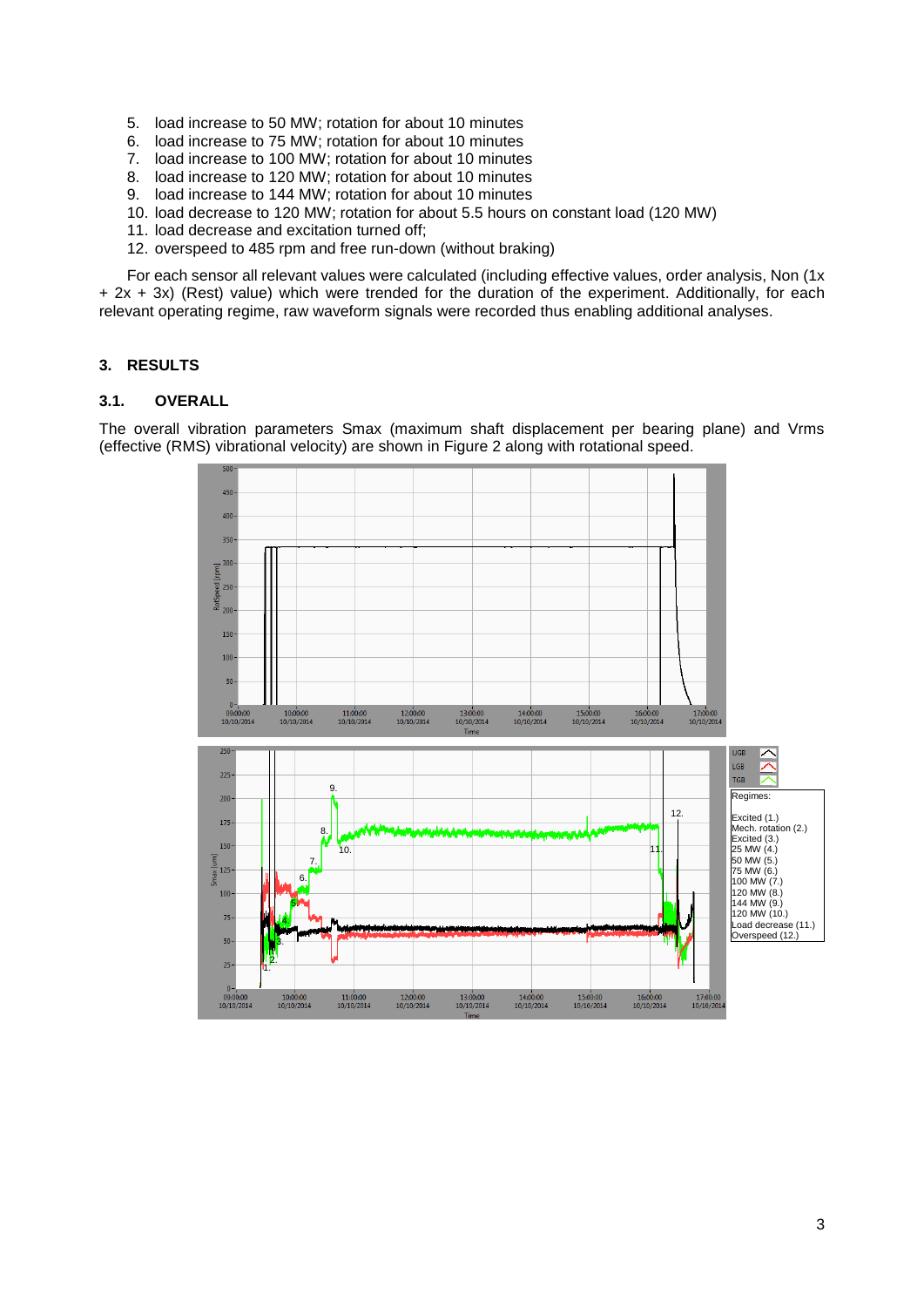5. load increase to 50 MW; rotation for about 10 minutes
6. load increase to 75 MW; rotation for about 10 minutes
7. load increase to 100 MW; rotation for about 10 minutes
8. load increase to 120 MW; rotation for about 10 minutes
9. load increase to 144 MW; rotation for about 10 minutes
10. load decrease to 120 MW; rotation for about 5.5 hours on constant load (120 MW)
11. load decrease and excitation turned off;
12. overspeed to 485 rpm and free run-down (without braking)

For each sensor all relevant values were calculated (including effective values, order analysis, Non (1x + 2x + 3x) (Rest) value) which were trended for the duration of the experiment. Additionally, for each relevant operating regime, raw waveform signals were recorded thus enabling additional analyses.

## 3. RESULTS

### 3.1. OVERALL

The overall vibration parameters Smax (maximum shaft displacement per bearing plane) and Vrms (effective (RMS) vibrational velocity) are shown in Figure 2 along with rotational speed.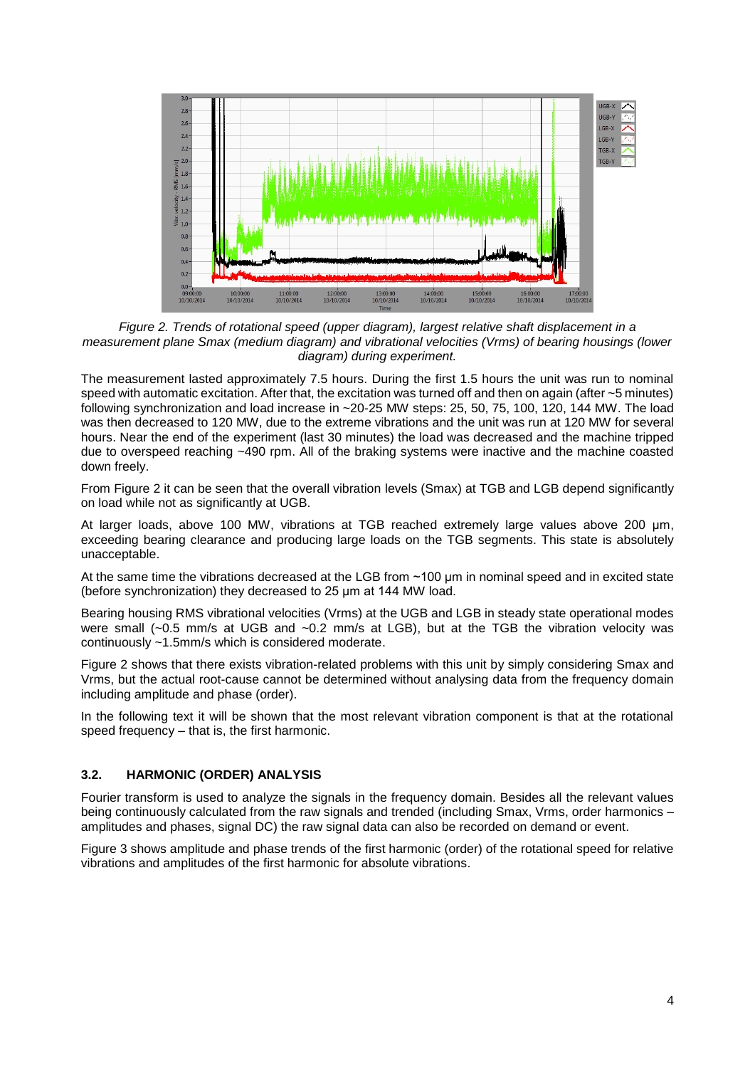*Figure 2. Trends of rotational speed (upper diagram), largest relative shaft displacement in a measurement plane Smax (medium diagram) and vibrational velocities (Vrms) of bearing housings (lower diagram) during experiment.*

The measurement lasted approximately 7.5 hours. During the first 1.5 hours the unit was run to nominal speed with automatic excitation. After that, the excitation was turned off and then on again (after ~5 minutes) following synchronization and load increase in ~20-25 MW steps: 25, 50, 75, 100, 120, 144 MW. The load was then decreased to 120 MW, due to the extreme vibrations and the unit was run at 120 MW for several hours. Near the end of the experiment (last 30 minutes) the load was decreased and the machine tripped due to overspeed reaching ~490 rpm. All of the braking systems were inactive and the machine coasted down freely.

From Figure 2 it can be seen that the overall vibration levels (Smax) at TGB and LGB depend significantly on load while not as significantly at UGB.

At larger loads, above 100 MW, vibrations at TGB reached extremely large values above 200 µm, exceeding bearing clearance and producing large loads on the TGB segments. This state is absolutely unacceptable.

At the same time the vibrations decreased at the LGB from ~100 µm in nominal speed and in excited state (before synchronization) they decreased to 25 µm at 144 MW load.

Bearing housing RMS vibrational velocities (Vrms) at the UGB and LGB in steady state operational modes were small (~0.5 mm/s at UGB and ~0.2 mm/s at LGB), but at the TGB the vibration velocity was continuously ~1.5mm/s which is considered moderate.

Figure 2 shows that there exists vibration-related problems with this unit by simply considering Smax and Vrms, but the actual root-cause cannot be determined without analysing data from the frequency domain including amplitude and phase (order).

In the following text it will be shown that the most relevant vibration component is that at the rotational speed frequency – that is, the first harmonic.

### 3.2. HARMONIC (ORDER) ANALYSIS

Fourier transform is used to analyze the signals in the frequency domain. Besides all the relevant values being continuously calculated from the raw signals and trended (including Smax, Vrms, order harmonics – amplitudes and phases, signal DC) the raw signal data can also be recorded on demand or event.

Figure 3 shows amplitude and phase trends of the first harmonic (order) of the rotational speed for relative vibrations and amplitudes of the first harmonic for absolute vibrations.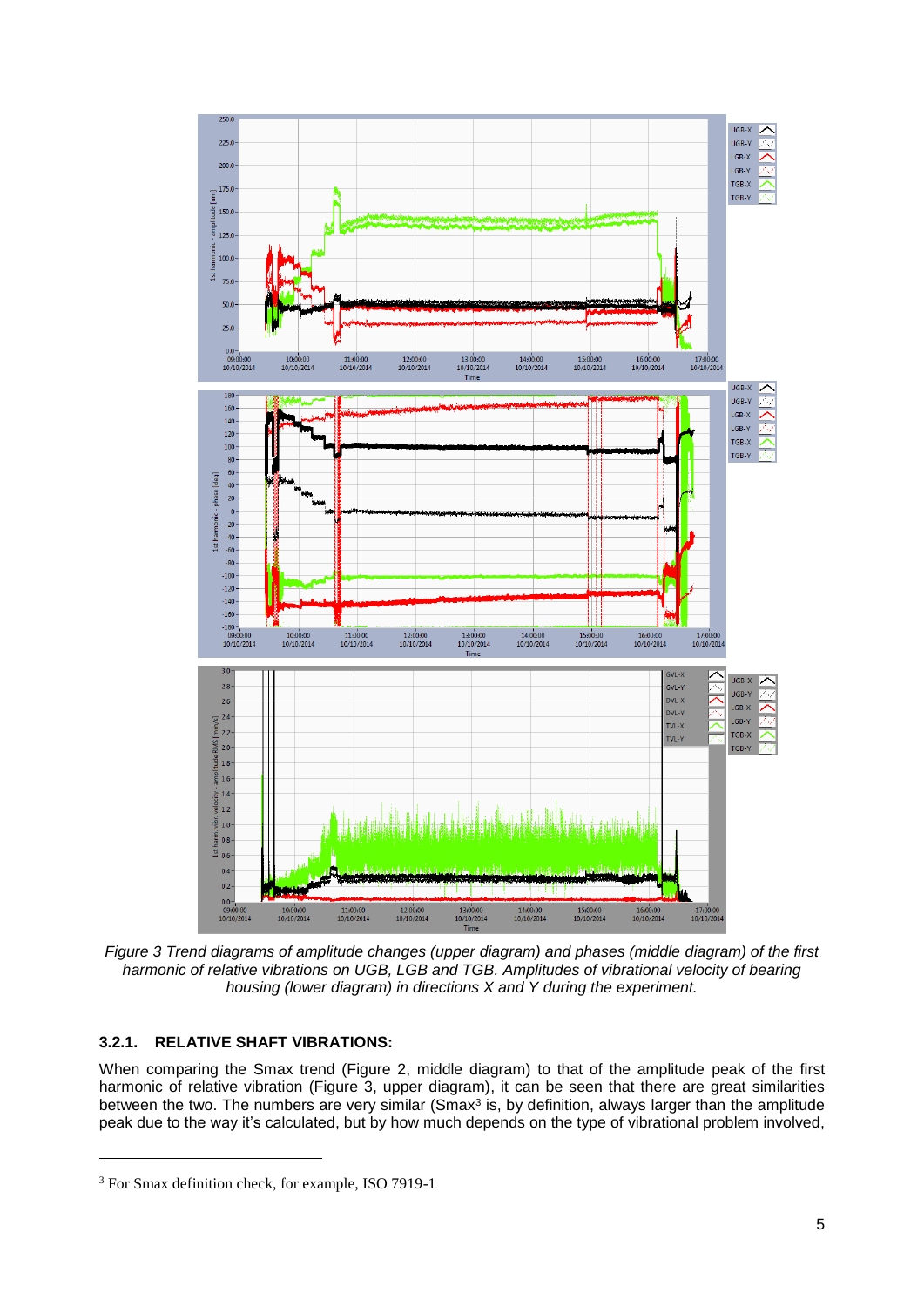*Figure 3 Trend diagrams of amplitude changes (upper diagram) and phases (middle diagram) of the first harmonic of relative vibrations on UGB, LGB and TGB. Amplitudes of vibrational velocity of bearing housing (lower diagram) in directions X and Y during the experiment.*

### 3.2.1. RELATIVE SHAFT VIBRATIONS:

When comparing the Smax trend (Figure 2, middle diagram) to that of the amplitude peak of the first harmonic of relative vibration (Figure 3, upper diagram), it can be seen that there are great similarities between the two. The numbers are very similar (Smax[3] is, by definition, always larger than the amplitude peak due to the way it's calculated, but by how much depends on the type of vibrational problem involved,

---

[3] For Smax definition check, for example, ISO 7919-1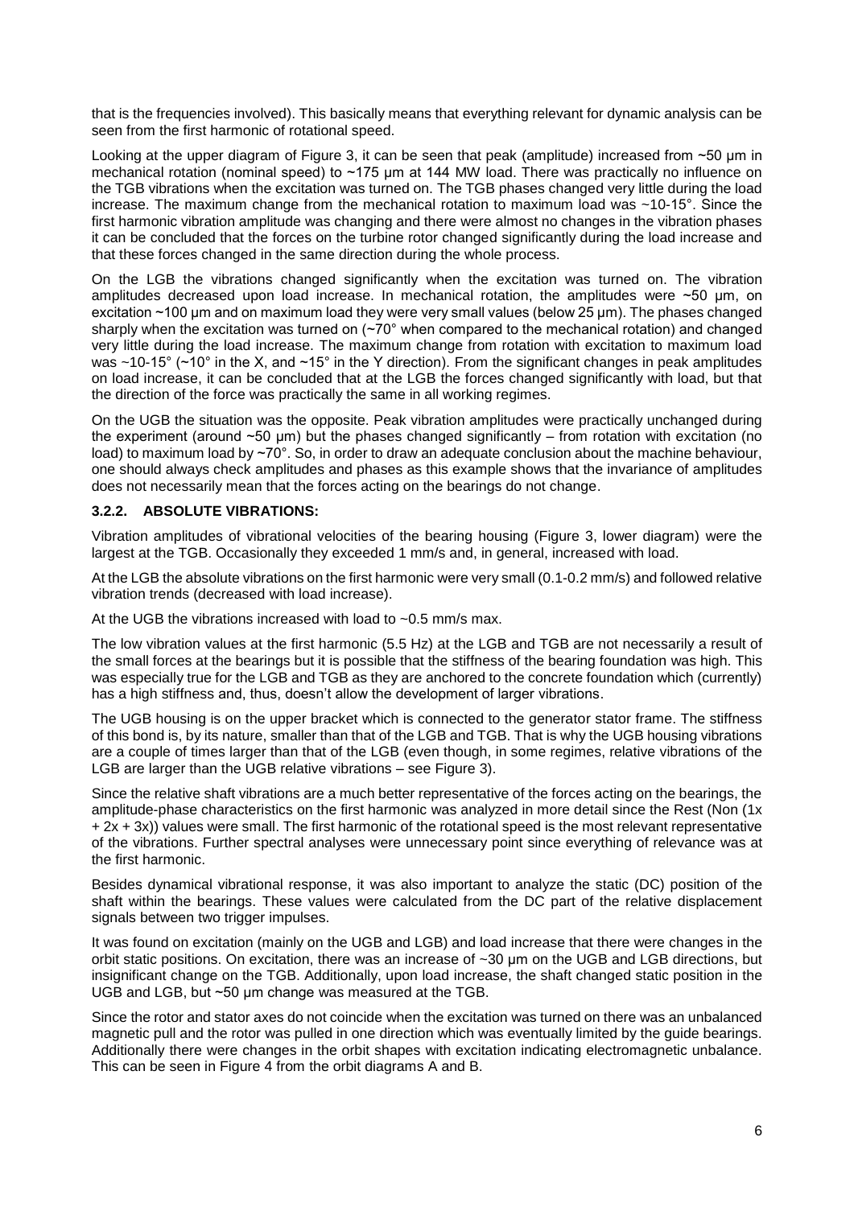that is the frequencies involved). This basically means that everything relevant for dynamic analysis can be seen from the first harmonic of rotational speed.

Looking at the upper diagram of Figure 3, it can be seen that peak (amplitude) increased from ~50 μm in mechanical rotation (nominal speed) to ~175 μm at 144 MW load. There was practically no influence on the TGB vibrations when the excitation was turned on. The TGB phases changed very little during the load increase. The maximum change from the mechanical rotation to maximum load was ~10-15°. Since the first harmonic vibration amplitude was changing and there were almost no changes in the vibration phases it can be concluded that the forces on the turbine rotor changed significantly during the load increase and that these forces changed in the same direction during the whole process.

On the LGB the vibrations changed significantly when the excitation was turned on. The vibration amplitudes decreased upon load increase. In mechanical rotation, the amplitudes were ~50 μm, on excitation ~100 μm and on maximum load they were very small values (below 25 μm). The phases changed sharply when the excitation was turned on (~70° when compared to the mechanical rotation) and changed very little during the load increase. The maximum change from rotation with excitation to maximum load was ~10-15° (~10° in the X, and ~15° in the Y direction). From the significant changes in peak amplitudes on load increase, it can be concluded that at the LGB the forces changed significantly with load, but that the direction of the force was practically the same in all working regimes.

On the UGB the situation was the opposite. Peak vibration amplitudes were practically unchanged during the experiment (around ~50 μm) but the phases changed significantly – from rotation with excitation (no load) to maximum load by ~70°. So, in order to draw an adequate conclusion about the machine behaviour, one should always check amplitudes and phases as this example shows that the invariance of amplitudes does not necessarily mean that the forces acting on the bearings do not change.

### 3.2.2. ABSOLUTE VIBRATIONS:

Vibration amplitudes of vibrational velocities of the bearing housing (Figure 3, lower diagram) were the largest at the TGB. Occasionally they exceeded 1 mm/s and, in general, increased with load.

At the LGB the absolute vibrations on the first harmonic were very small (0.1-0.2 mm/s) and followed relative vibration trends (decreased with load increase).

At the UGB the vibrations increased with load to ~0.5 mm/s max.

The low vibration values at the first harmonic (5.5 Hz) at the LGB and TGB are not necessarily a result of the small forces at the bearings but it is possible that the stiffness of the bearing foundation was high. This was especially true for the LGB and TGB as they are anchored to the concrete foundation which (currently) has a high stiffness and, thus, doesn't allow the development of larger vibrations.

The UGB housing is on the upper bracket which is connected to the generator stator frame. The stiffness of this bond is, by its nature, smaller than that of the LGB and TGB. That is why the UGB housing vibrations are a couple of times larger than that of the LGB (even though, in some regimes, relative vibrations of the LGB are larger than the UGB relative vibrations – see Figure 3).

Since the relative shaft vibrations are a much better representative of the forces acting on the bearings, the amplitude-phase characteristics on the first harmonic was analyzed in more detail since the Rest (Non (1x + 2x + 3x)) values were small. The first harmonic of the rotational speed is the most relevant representative of the vibrations. Further spectral analyses were unnecessary point since everything of relevance was at the first harmonic.

Besides dynamical vibrational response, it was also important to analyze the static (DC) position of the shaft within the bearings. These values were calculated from the DC part of the relative displacement signals between two trigger impulses.

It was found on excitation (mainly on the UGB and LGB) and load increase that there were changes in the orbit static positions. On excitation, there was an increase of ~30 μm on the UGB and LGB directions, but insignificant change on the TGB. Additionally, upon load increase, the shaft changed static position in the UGB and LGB, but ~50 μm change was measured at the TGB.

Since the rotor and stator axes do not coincide when the excitation was turned on there was an unbalanced magnetic pull and the rotor was pulled in one direction which was eventually limited by the guide bearings. Additionally there were changes in the orbit shapes with excitation indicating electromagnetic unbalance. This can be seen in Figure 4 from the orbit diagrams A and B.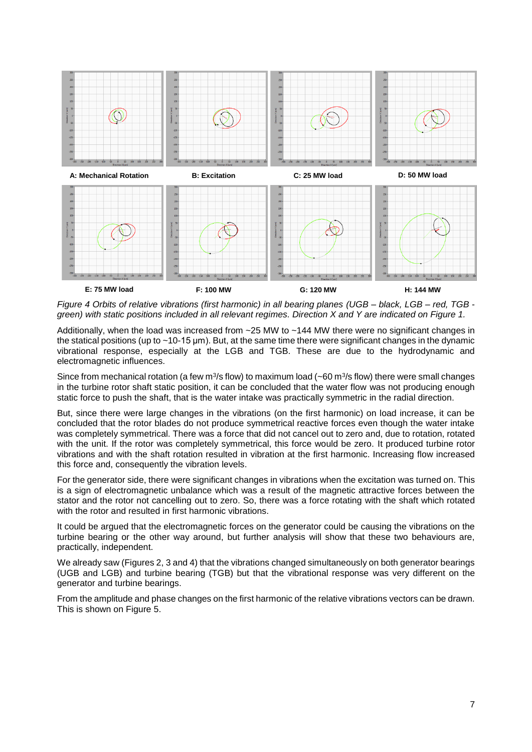A: Mechanical Rotation

B: Excitation

C: 25 MW load

D: 50 MW load

E: 75 MW load

F: 100 MW

G: 120 MW

H: 144 MW

*Figure 4 Orbits of relative vibrations (first harmonic) in all bearing planes (UGB – black, LGB – red, TGB - green) with static positions included in all relevant regimes. Direction X and Y are indicated on Figure 1.*

Additionally, when the load was increased from ~25 MW to ~144 MW there were no significant changes in the statical positions (up to ~10-15 μm). But, at the same time there were significant changes in the dynamic vibrational response, especially at the LGB and TGB. These are due to the hydrodynamic and electromagnetic influences.

Since from mechanical rotation (a few $m^3$/s flow) to maximum load (~60 $m^3$/s flow) there were small changes in the turbine rotor shaft static position, it can be concluded that the water flow was not producing enough static force to push the shaft, that is the water intake was practically symmetric in the radial direction.

But, since there were large changes in the vibrations (on the first harmonic) on load increase, it can be concluded that the rotor blades do not produce symmetrical reactive forces even though the water intake was completely symmetrical. There was a force that did not cancel out to zero and, due to rotation, rotated with the unit. If the rotor was completely symmetrical, this force would be zero. It produced turbine rotor vibrations and with the shaft rotation resulted in vibration at the first harmonic. Increasing flow increased this force and, consequently the vibration levels.

For the generator side, there were significant changes in vibrations when the excitation was turned on. This is a sign of electromagnetic unbalance which was a result of the magnetic attractive forces between the stator and the rotor not cancelling out to zero. So, there was a force rotating with the shaft which rotated with the rotor and resulted in first harmonic vibrations.

It could be argued that the electromagnetic forces on the generator could be causing the vibrations on the turbine bearing or the other way around, but further analysis will show that these two behaviours are, practically, independent.

We already saw (Figures 2, 3 and 4) that the vibrations changed simultaneously on both generator bearings (UGB and LGB) and turbine bearing (TGB) but that the vibrational response was very different on the generator and turbine bearings.

From the amplitude and phase changes on the first harmonic of the relative vibrations vectors can be drawn. This is shown on Figure 5.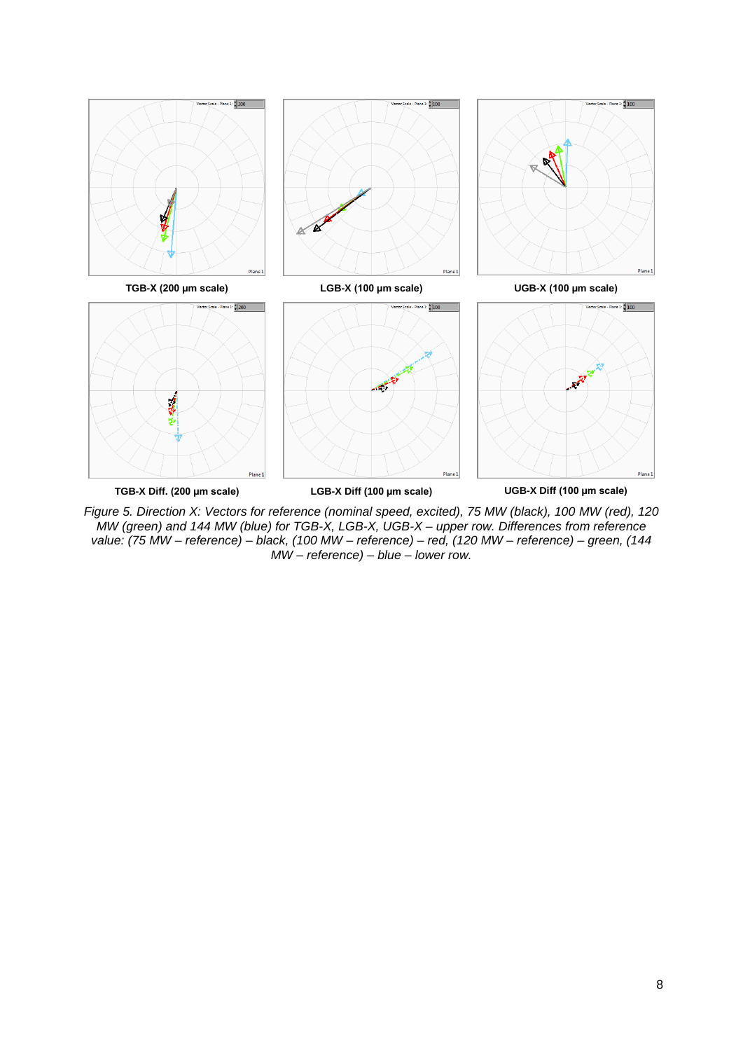TGB-X (200 µm scale)

LGB-X (100 µm scale)

UGB-X (100 µm scale)

TGB-X Diff. (200 µm scale)

LGB-X Diff (100 µm scale)

UGB-X Diff (100 µm scale)

*Figure 5. Direction X: Vectors for reference (nominal speed, excited), 75 MW (black), 100 MW (red), 120 MW (green) and 144 MW (blue) for TGB-X, LGB-X, UGB-X – upper row. Differences from reference value: (75 MW – reference) – black, (100 MW – reference) – red, (120 MW – reference) – green, (144 MW – reference) – blue – lower row.*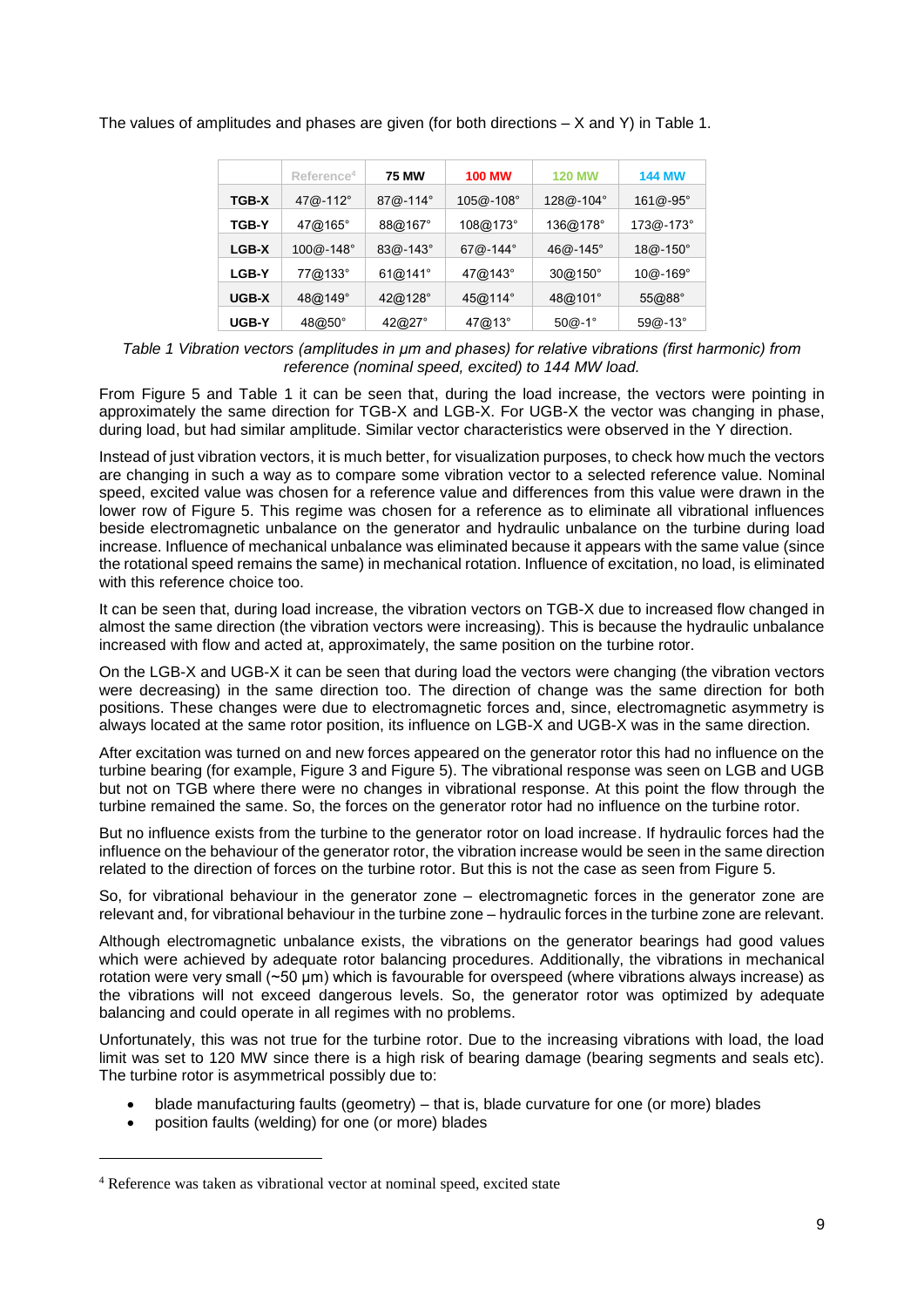The values of amplitudes and phases are given (for both directions – X and Y) in Table 1.

| | Reference[4] | 75 MW | 100 MW | 120 MW | 144 MW |
|---|---|---|---|---|---|
| **TGB-X** | 47@-112° | 87@-114° | 105@-108° | 128@-104° | 161@-95° |
| **TGB-Y** | 47@165° | 88@167° | 108@173° | 136@178° | 173@-173° |
| **LGB-X** | 100@-148° | 83@-143° | 67@-144° | 46@-145° | 18@-150° |
| **LGB-Y** | 77@133° | 61@141° | 47@143° | 30@150° | 10@-169° |
| **UGB-X** | 48@149° | 42@128° | 45@114° | 48@101° | 55@88° |
| **UGB-Y** | 48@50° | 42@27° | 47@13° | 50@-1° | 59@-13° |

*Table 1 Vibration vectors (amplitudes in μm and phases) for relative vibrations (first harmonic) from reference (nominal speed, excited) to 144 MW load.*

From Figure 5 and Table 1 it can be seen that, during the load increase, the vectors were pointing in approximately the same direction for TGB-X and LGB-X. For UGB-X the vector was changing in phase, during load, but had similar amplitude. Similar vector characteristics were observed in the Y direction.

Instead of just vibration vectors, it is much better, for visualization purposes, to check how much the vectors are changing in such a way as to compare some vibration vector to a selected reference value. Nominal speed, excited value was chosen for a reference value and differences from this value were drawn in the lower row of Figure 5. This regime was chosen for a reference as to eliminate all vibrational influences beside electromagnetic unbalance on the generator and hydraulic unbalance on the turbine during load increase. Influence of mechanical unbalance was eliminated because it appears with the same value (since the rotational speed remains the same) in mechanical rotation. Influence of excitation, no load, is eliminated with this reference choice too.

It can be seen that, during load increase, the vibration vectors on TGB-X due to increased flow changed in almost the same direction (the vibration vectors were increasing). This is because the hydraulic unbalance increased with flow and acted at, approximately, the same position on the turbine rotor.

On the LGB-X and UGB-X it can be seen that during load the vectors were changing (the vibration vectors were decreasing) in the same direction too. The direction of change was the same direction for both positions. These changes were due to electromagnetic forces and, since, electromagnetic asymmetry is always located at the same rotor position, its influence on LGB-X and UGB-X was in the same direction.

After excitation was turned on and new forces appeared on the generator rotor this had no influence on the turbine bearing (for example, Figure 3 and Figure 5). The vibrational response was seen on LGB and UGB but not on TGB where there were no changes in vibrational response. At this point the flow through the turbine remained the same. So, the forces on the generator rotor had no influence on the turbine rotor.

But no influence exists from the turbine to the generator rotor on load increase. If hydraulic forces had the influence on the behaviour of the generator rotor, the vibration increase would be seen in the same direction related to the direction of forces on the turbine rotor. But this is not the case as seen from Figure 5.

So, for vibrational behaviour in the generator zone – electromagnetic forces in the generator zone are relevant and, for vibrational behaviour in the turbine zone – hydraulic forces in the turbine zone are relevant.

Although electromagnetic unbalance exists, the vibrations on the generator bearings had good values which were achieved by adequate rotor balancing procedures. Additionally, the vibrations in mechanical rotation were very small (~50 μm) which is favourable for overspeed (where vibrations always increase) as the vibrations will not exceed dangerous levels. So, the generator rotor was optimized by adequate balancing and could operate in all regimes with no problems.

Unfortunately, this was not true for the turbine rotor. Due to the increasing vibrations with load, the load limit was set to 120 MW since there is a high risk of bearing damage (bearing segments and seals etc). The turbine rotor is asymmetrical possibly due to:

- blade manufacturing faults (geometry) – that is, blade curvature for one (or more) blades
- position faults (welding) for one (or more) blades

[4] Reference was taken as vibrational vector at nominal speed, excited state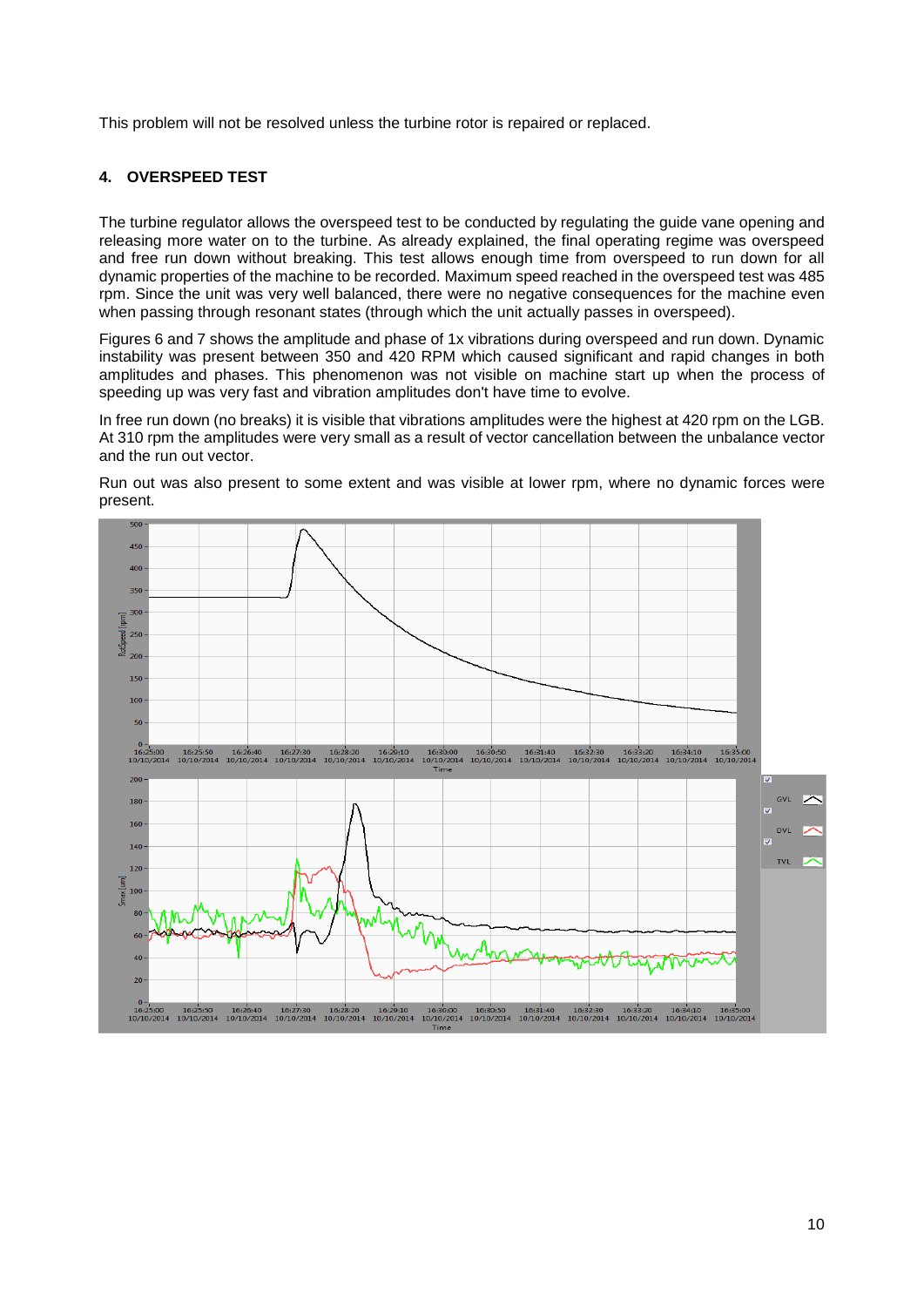This problem will not be resolved unless the turbine rotor is repaired or replaced.

## 4. OVERSPEED TEST

The turbine regulator allows the overspeed test to be conducted by regulating the guide vane opening and releasing more water on to the turbine. As already explained, the final operating regime was overspeed and free run down without breaking. This test allows enough time from overspeed to run down for all dynamic properties of the machine to be recorded. Maximum speed reached in the overspeed test was 485 rpm. Since the unit was very well balanced, there were no negative consequences for the machine even when passing through resonant states (through which the unit actually passes in overspeed).

Figures 6 and 7 shows the amplitude and phase of 1x vibrations during overspeed and run down. Dynamic instability was present between 350 and 420 RPM which caused significant and rapid changes in both amplitudes and phases. This phenomenon was not visible on machine start up when the process of speeding up was very fast and vibration amplitudes don't have time to evolve.

In free run down (no breaks) it is visible that vibrations amplitudes were the highest at 420 rpm on the LGB. At 310 rpm the amplitudes were very small as a result of vector cancellation between the unbalance vector and the run out vector.

Run out was also present to some extent and was visible at lower rpm, where no dynamic forces were present.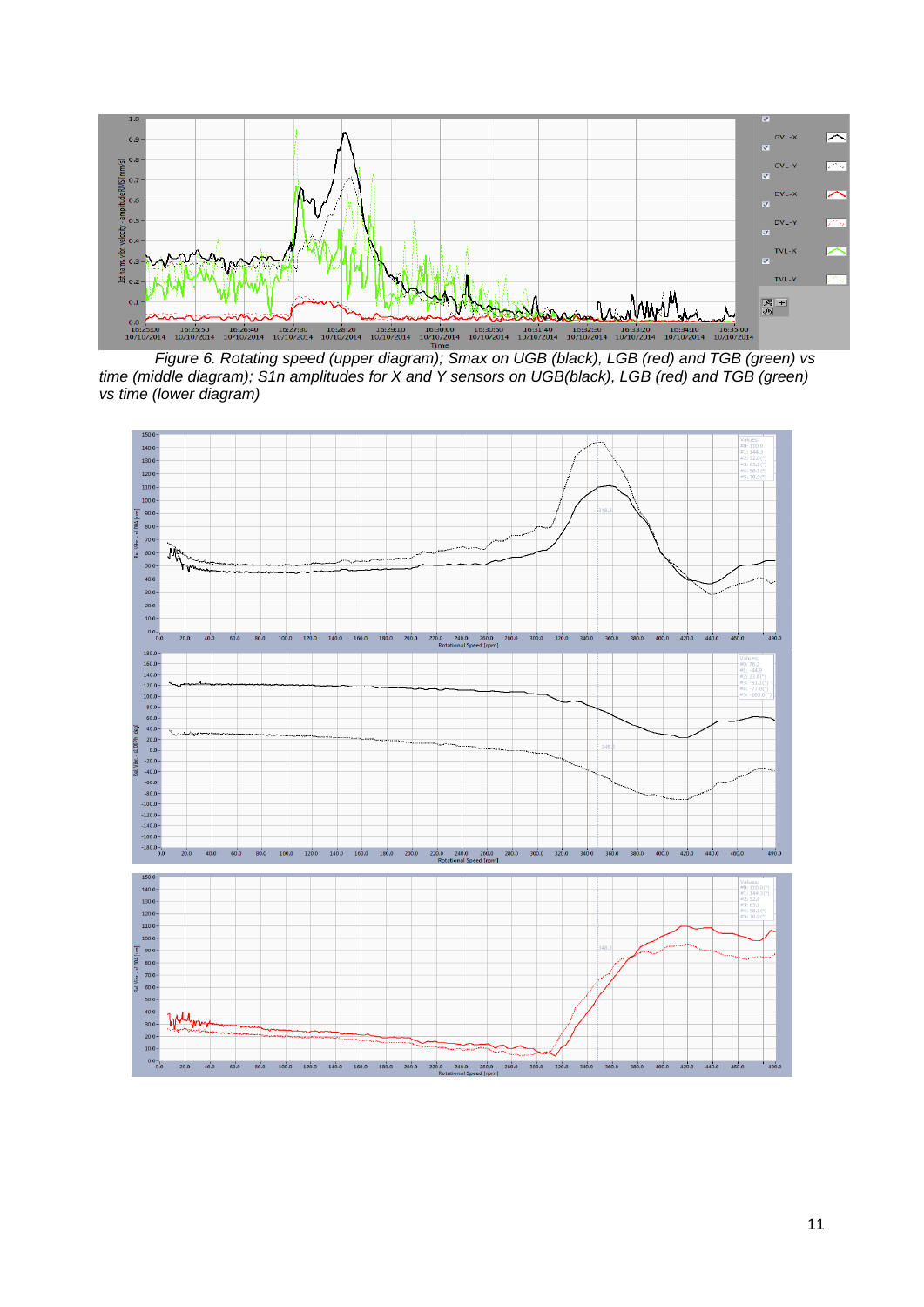*Figure 6. Rotating speed (upper diagram); Smax on UGB (black), LGB (red) and TGB (green) vs time (middle diagram); S1n amplitudes for X and Y sensors on UGB(black), LGB (red) and TGB (green) vs time (lower diagram)*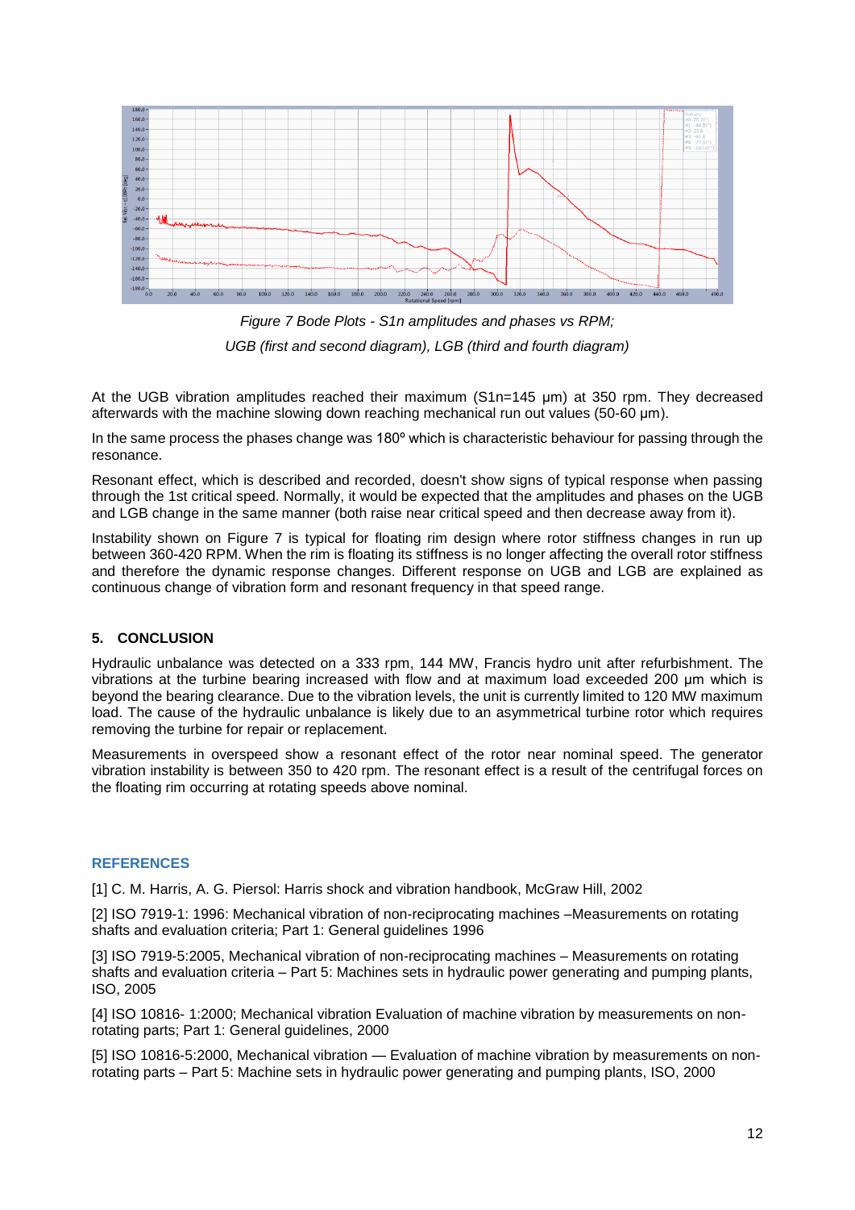*Figure 7 Bode Plots - S1n amplitudes and phases vs RPM;*

*UGB (first and second diagram), LGB (third and fourth diagram)*

At the UGB vibration amplitudes reached their maximum (S1n=145 μm) at 350 rpm. They decreased afterwards with the machine slowing down reaching mechanical run out values (50-60 μm).

In the same process the phases change was 180º which is characteristic behaviour for passing through the resonance.

Resonant effect, which is described and recorded, doesn't show signs of typical response when passing through the 1st critical speed. Normally, it would be expected that the amplitudes and phases on the UGB and LGB change in the same manner (both raise near critical speed and then decrease away from it).

Instability shown on Figure 7 is typical for floating rim design where rotor stiffness changes in run up between 360-420 RPM. When the rim is floating its stiffness is no longer affecting the overall rotor stiffness and therefore the dynamic response changes. Different response on UGB and LGB are explained as continuous change of vibration form and resonant frequency in that speed range.

## 5. CONCLUSION

Hydraulic unbalance was detected on a 333 rpm, 144 MW, Francis hydro unit after refurbishment. The vibrations at the turbine bearing increased with flow and at maximum load exceeded 200 μm which is beyond the bearing clearance. Due to the vibration levels, the unit is currently limited to 120 MW maximum load. The cause of the hydraulic unbalance is likely due to an asymmetrical turbine rotor which requires removing the turbine for repair or replacement.

Measurements in overspeed show a resonant effect of the rotor near nominal speed. The generator vibration instability is between 350 to 420 rpm. The resonant effect is a result of the centrifugal forces on the floating rim occurring at rotating speeds above nominal.

## REFERENCES

[1] C. M. Harris, A. G. Piersol: Harris shock and vibration handbook, McGraw Hill, 2002

[2] ISO 7919-1: 1996: Mechanical vibration of non-reciprocating machines –Measurements on rotating shafts and evaluation criteria; Part 1: General guidelines 1996

[3] ISO 7919-5:2005, Mechanical vibration of non-reciprocating machines – Measurements on rotating shafts and evaluation criteria – Part 5: Machines sets in hydraulic power generating and pumping plants, ISO, 2005

[4] ISO 10816- 1:2000; Mechanical vibration Evaluation of machine vibration by measurements on non-rotating parts; Part 1: General guidelines, 2000

[5] ISO 10816-5:2000, Mechanical vibration — Evaluation of machine vibration by measurements on non-rotating parts – Part 5: Machine sets in hydraulic power generating and pumping plants, ISO, 2000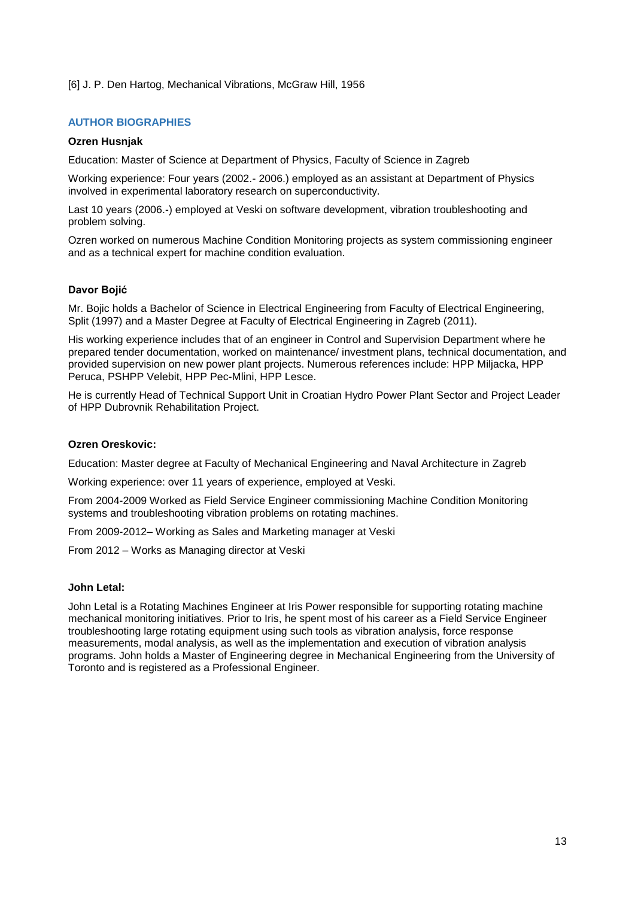[6] J. P. Den Hartog, Mechanical Vibrations, McGraw Hill, 1956

## AUTHOR BIOGRAPHIES

**Ozren Husnjak**

Education: Master of Science at Department of Physics, Faculty of Science in Zagreb

Working experience: Four years (2002.- 2006.) employed as an assistant at Department of Physics involved in experimental laboratory research on superconductivity.

Last 10 years (2006.-) employed at Veski on software development, vibration troubleshooting and problem solving.

Ozren worked on numerous Machine Condition Monitoring projects as system commissioning engineer and as a technical expert for machine condition evaluation.

**Davor Bojić**

Mr. Bojic holds a Bachelor of Science in Electrical Engineering from Faculty of Electrical Engineering, Split (1997) and a Master Degree at Faculty of Electrical Engineering in Zagreb (2011).

His working experience includes that of an engineer in Control and Supervision Department where he prepared tender documentation, worked on maintenance/ investment plans, technical documentation, and provided supervision on new power plant projects. Numerous references include: HPP Miljacka, HPP Peruca, PSHPP Velebit, HPP Pec-Mlini, HPP Lesce.

He is currently Head of Technical Support Unit in Croatian Hydro Power Plant Sector and Project Leader of HPP Dubrovnik Rehabilitation Project.

**Ozren Oreskovic:**

Education: Master degree at Faculty of Mechanical Engineering and Naval Architecture in Zagreb

Working experience: over 11 years of experience, employed at Veski.

From 2004-2009 Worked as Field Service Engineer commissioning Machine Condition Monitoring systems and troubleshooting vibration problems on rotating machines.

From 2009-2012– Working as Sales and Marketing manager at Veski

From 2012 – Works as Managing director at Veski

**John Letal:**

John Letal is a Rotating Machines Engineer at Iris Power responsible for supporting rotating machine mechanical monitoring initiatives. Prior to Iris, he spent most of his career as a Field Service Engineer troubleshooting large rotating equipment using such tools as vibration analysis, force response measurements, modal analysis, as well as the implementation and execution of vibration analysis programs. John holds a Master of Engineering degree in Mechanical Engineering from the University of Toronto and is registered as a Professional Engineer.